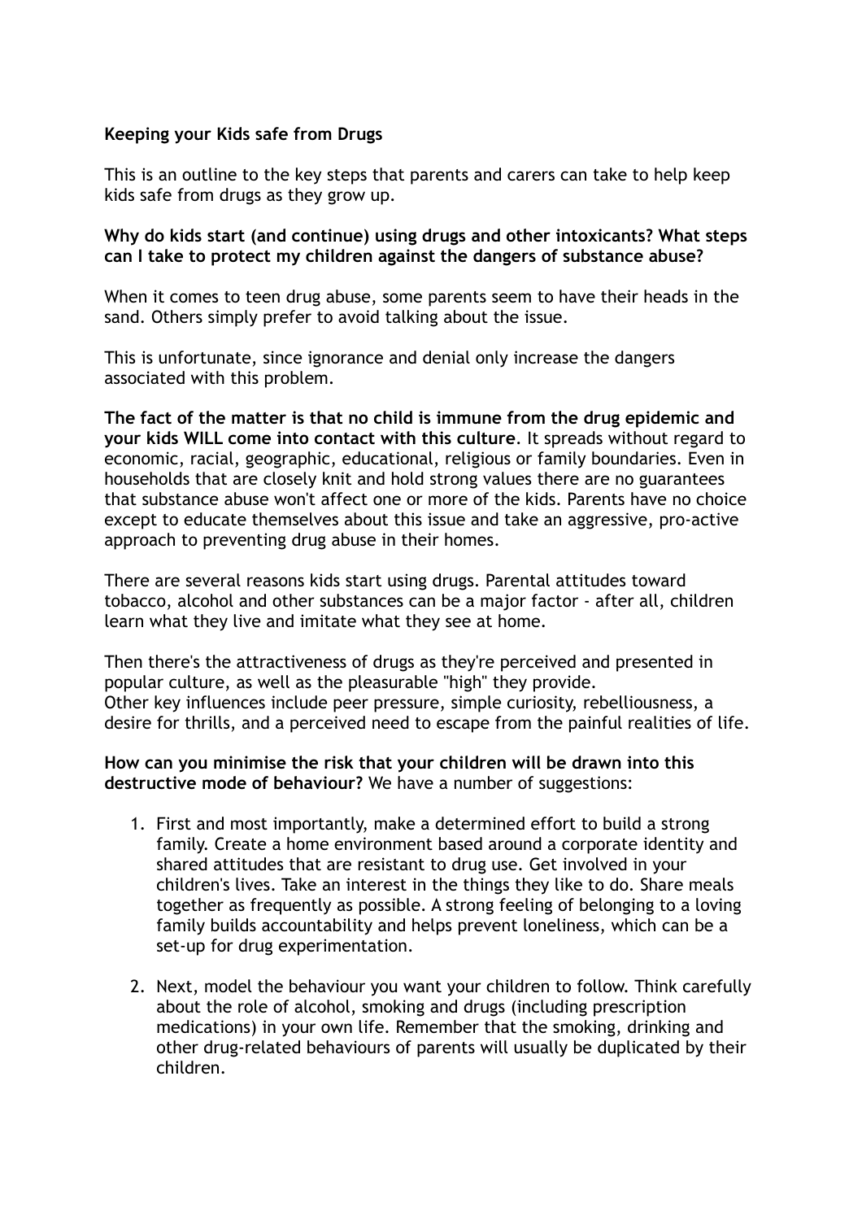**Keeping your Kids safe from Drugs**

This is an outline to the key steps that parents and carers can take to help keep kids safe from drugs as they grow up.

**Why do kids start (and continue) using drugs and other intoxicants? What steps can I take to protect my children against the dangers of substance abuse?**

When it comes to teen drug abuse, some parents seem to have their heads in the sand. Others simply prefer to avoid talking about the issue.

This is unfortunate, since ignorance and denial only increase the dangers associated with this problem.

**The fact of the matter is that no child is immune from the drug epidemic and your kids WILL come into contact with this culture**. It spreads without regard to economic, racial, geographic, educational, religious or family boundaries. Even in households that are closely knit and hold strong values there are no guarantees that substance abuse won't affect one or more of the kids. Parents have no choice except to educate themselves about this issue and take an aggressive, pro-active approach to preventing drug abuse in their homes.

There are several reasons kids start using drugs. Parental attitudes toward tobacco, alcohol and other substances can be a major factor - after all, children learn what they live and imitate what they see at home.

Then there's the attractiveness of drugs as they're perceived and presented in popular culture, as well as the pleasurable "high" they provide.
Other key influences include peer pressure, simple curiosity, rebelliousness, a desire for thrills, and a perceived need to escape from the painful realities of life.

**How can you minimise the risk that your children will be drawn into this destructive mode of behaviour?** We have a number of suggestions:

1. First and most importantly, make a determined effort to build a strong family. Create a home environment based around a corporate identity and shared attitudes that are resistant to drug use. Get involved in your children's lives. Take an interest in the things they like to do. Share meals together as frequently as possible. A strong feeling of belonging to a loving family builds accountability and helps prevent loneliness, which can be a set-up for drug experimentation.

2. Next, model the behaviour you want your children to follow. Think carefully about the role of alcohol, smoking and drugs (including prescription medications) in your own life. Remember that the smoking, drinking and other drug-related behaviours of parents will usually be duplicated by their children.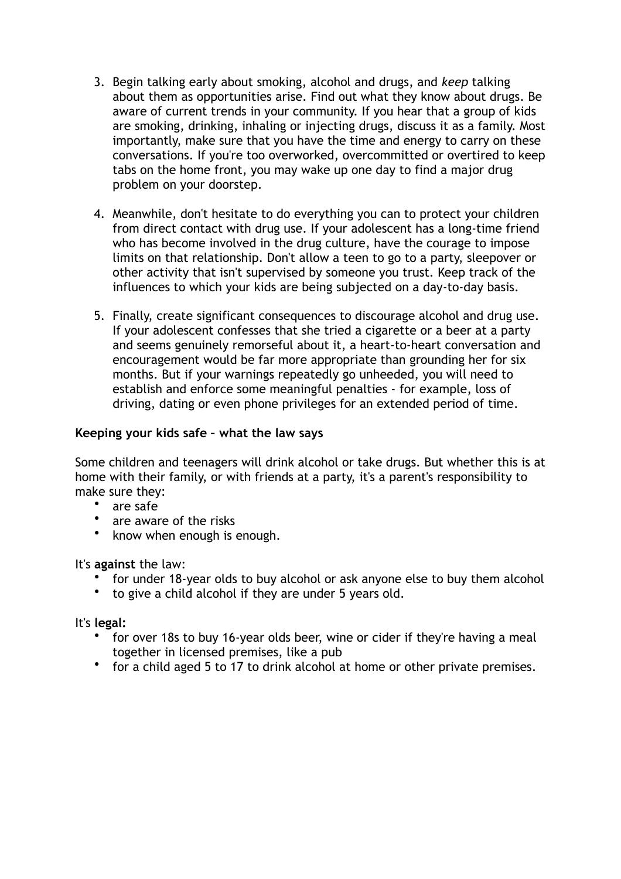3. Begin talking early about smoking, alcohol and drugs, and *keep* talking about them as opportunities arise. Find out what they know about drugs. Be aware of current trends in your community. If you hear that a group of kids are smoking, drinking, inhaling or injecting drugs, discuss it as a family. Most importantly, make sure that you have the time and energy to carry on these conversations. If you're too overworked, overcommitted or overtired to keep tabs on the home front, you may wake up one day to find a major drug problem on your doorstep.

4. Meanwhile, don't hesitate to do everything you can to protect your children from direct contact with drug use. If your adolescent has a long-time friend who has become involved in the drug culture, have the courage to impose limits on that relationship. Don't allow a teen to go to a party, sleepover or other activity that isn't supervised by someone you trust. Keep track of the influences to which your kids are being subjected on a day-to-day basis.

5. Finally, create significant consequences to discourage alcohol and drug use. If your adolescent confesses that she tried a cigarette or a beer at a party and seems genuinely remorseful about it, a heart-to-heart conversation and encouragement would be far more appropriate than grounding her for six months. But if your warnings repeatedly go unheeded, you will need to establish and enforce some meaningful penalties - for example, loss of driving, dating or even phone privileges for an extended period of time.

**Keeping your kids safe – what the law says**

Some children and teenagers will drink alcohol or take drugs. But whether this is at home with their family, or with friends at a party, it's a parent's responsibility to make sure they:

- are safe
- are aware of the risks
- know when enough is enough.

It's **against** the law:

- for under 18-year olds to buy alcohol or ask anyone else to buy them alcohol
- to give a child alcohol if they are under 5 years old.

It's **legal:**

- for over 18s to buy 16-year olds beer, wine or cider if they're having a meal together in licensed premises, like a pub
- for a child aged 5 to 17 to drink alcohol at home or other private premises.